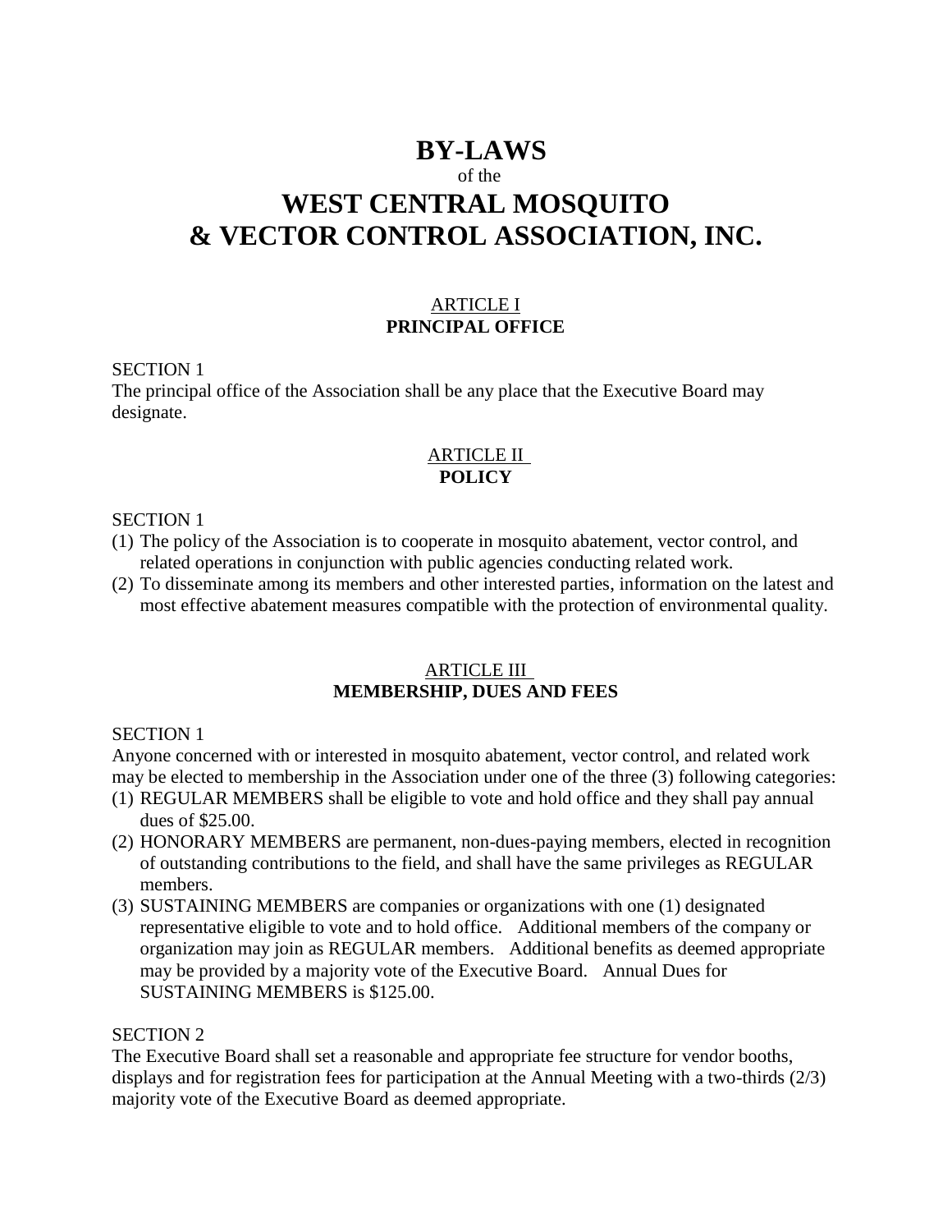# BY-LAWS

of the

# WEST CENTRAL MOSQUITO & VECTOR CONTROL ASSOCIATION, INC.

## ARTICLE I
## PRINCIPAL OFFICE

SECTION 1

The principal office of the Association shall be any place that the Executive Board may designate.

## ARTICLE II
## POLICY

SECTION 1

(1) The policy of the Association is to cooperate in mosquito abatement, vector control, and related operations in conjunction with public agencies conducting related work.

(2) To disseminate among its members and other interested parties, information on the latest and most effective abatement measures compatible with the protection of environmental quality.

## ARTICLE III
## MEMBERSHIP, DUES AND FEES

SECTION 1

Anyone concerned with or interested in mosquito abatement, vector control, and related work may be elected to membership in the Association under one of the three (3) following categories:

(1) REGULAR MEMBERS shall be eligible to vote and hold office and they shall pay annual dues of $25.00.

(2) HONORARY MEMBERS are permanent, non-dues-paying members, elected in recognition of outstanding contributions to the field, and shall have the same privileges as REGULAR members.

(3) SUSTAINING MEMBERS are companies or organizations with one (1) designated representative eligible to vote and to hold office. Additional members of the company or organization may join as REGULAR members. Additional benefits as deemed appropriate may be provided by a majority vote of the Executive Board. Annual Dues for SUSTAINING MEMBERS is $125.00.

SECTION 2

The Executive Board shall set a reasonable and appropriate fee structure for vendor booths, displays and for registration fees for participation at the Annual Meeting with a two-thirds (2/3) majority vote of the Executive Board as deemed appropriate.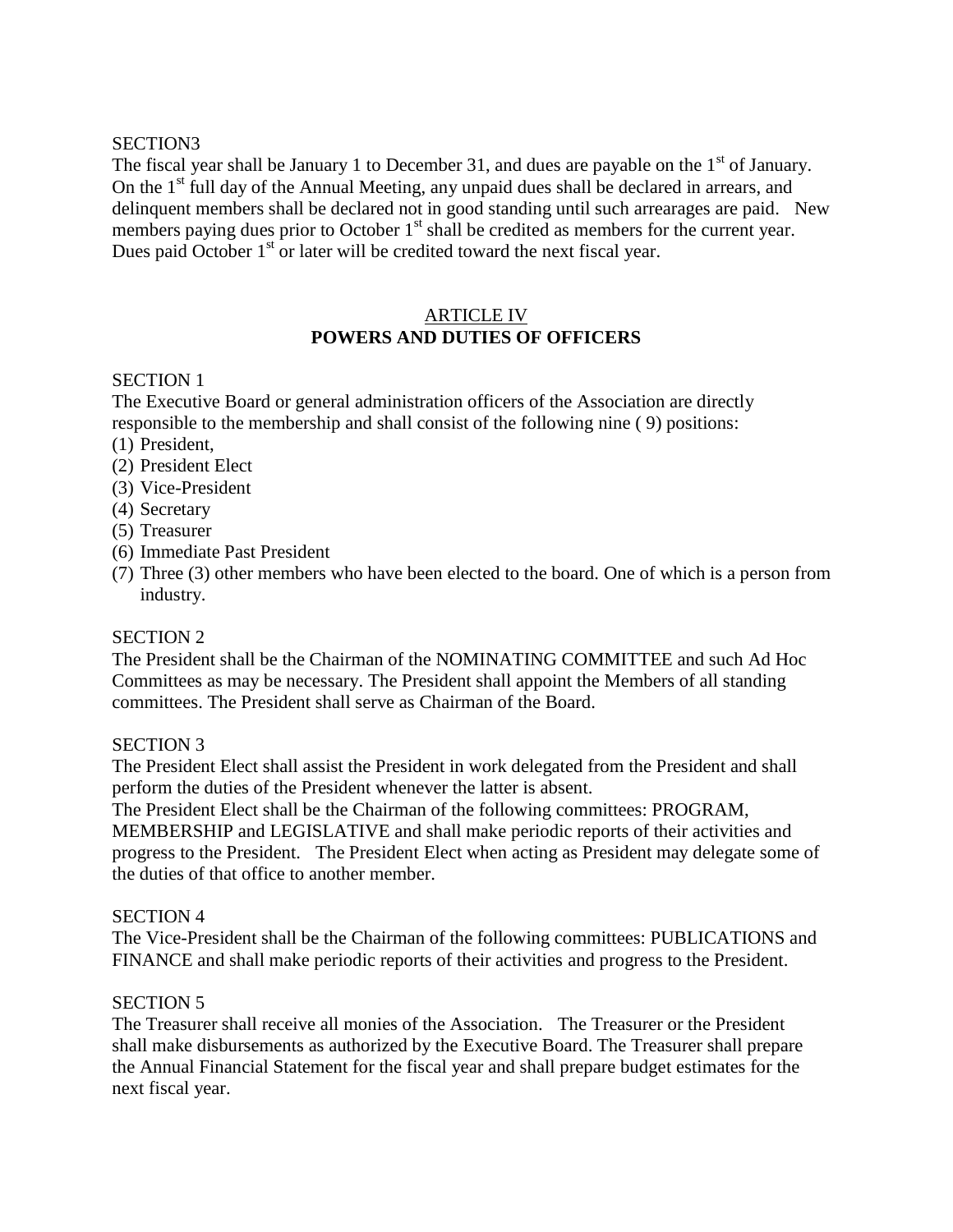SECTION3

The fiscal year shall be January 1 to December 31, and dues are payable on the 1st of January. On the 1st full day of the Annual Meeting, any unpaid dues shall be declared in arrears, and delinquent members shall be declared not in good standing until such arrearages are paid. New members paying dues prior to October 1st shall be credited as members for the current year. Dues paid October 1st or later will be credited toward the next fiscal year.

## ARTICLE IV
## POWERS AND DUTIES OF OFFICERS

SECTION 1

The Executive Board or general administration officers of the Association are directly responsible to the membership and shall consist of the following nine ( 9) positions:

(1) President,
(2) President Elect
(3) Vice-President
(4) Secretary
(5) Treasurer
(6) Immediate Past President
(7) Three (3) other members who have been elected to the board. One of which is a person from industry.

SECTION 2

The President shall be the Chairman of the NOMINATING COMMITTEE and such Ad Hoc Committees as may be necessary. The President shall appoint the Members of all standing committees. The President shall serve as Chairman of the Board.

SECTION 3

The President Elect shall assist the President in work delegated from the President and shall perform the duties of the President whenever the latter is absent.

The President Elect shall be the Chairman of the following committees: PROGRAM, MEMBERSHIP and LEGISLATIVE and shall make periodic reports of their activities and progress to the President. The President Elect when acting as President may delegate some of the duties of that office to another member.

SECTION 4

The Vice-President shall be the Chairman of the following committees: PUBLICATIONS and FINANCE and shall make periodic reports of their activities and progress to the President.

SECTION 5

The Treasurer shall receive all monies of the Association. The Treasurer or the President shall make disbursements as authorized by the Executive Board. The Treasurer shall prepare the Annual Financial Statement for the fiscal year and shall prepare budget estimates for the next fiscal year.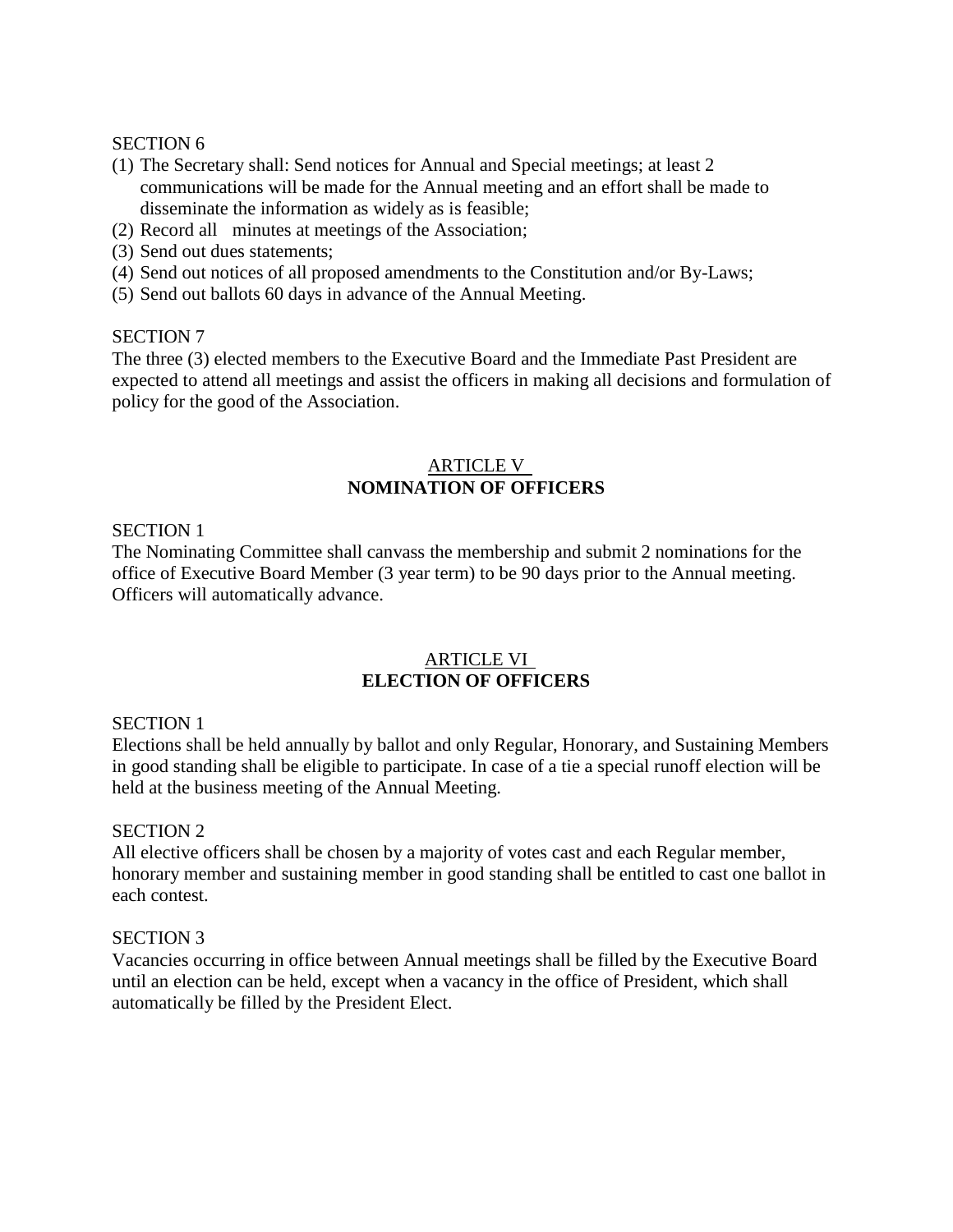SECTION 6

(1) The Secretary shall: Send notices for Annual and Special meetings; at least 2 communications will be made for the Annual meeting and an effort shall be made to disseminate the information as widely as is feasible;
(2) Record all minutes at meetings of the Association;
(3) Send out dues statements;
(4) Send out notices of all proposed amendments to the Constitution and/or By-Laws;
(5) Send out ballots 60 days in advance of the Annual Meeting.

SECTION 7

The three (3) elected members to the Executive Board and the Immediate Past President are expected to attend all meetings and assist the officers in making all decisions and formulation of policy for the good of the Association.

## ARTICLE V
## **NOMINATION OF OFFICERS**

SECTION 1

The Nominating Committee shall canvass the membership and submit 2 nominations for the office of Executive Board Member (3 year term) to be 90 days prior to the Annual meeting. Officers will automatically advance.

## ARTICLE VI
## **ELECTION OF OFFICERS**

SECTION 1

Elections shall be held annually by ballot and only Regular, Honorary, and Sustaining Members in good standing shall be eligible to participate. In case of a tie a special runoff election will be held at the business meeting of the Annual Meeting.

SECTION 2

All elective officers shall be chosen by a majority of votes cast and each Regular member, honorary member and sustaining member in good standing shall be entitled to cast one ballot in each contest.

SECTION 3

Vacancies occurring in office between Annual meetings shall be filled by the Executive Board until an election can be held, except when a vacancy in the office of President, which shall automatically be filled by the President Elect.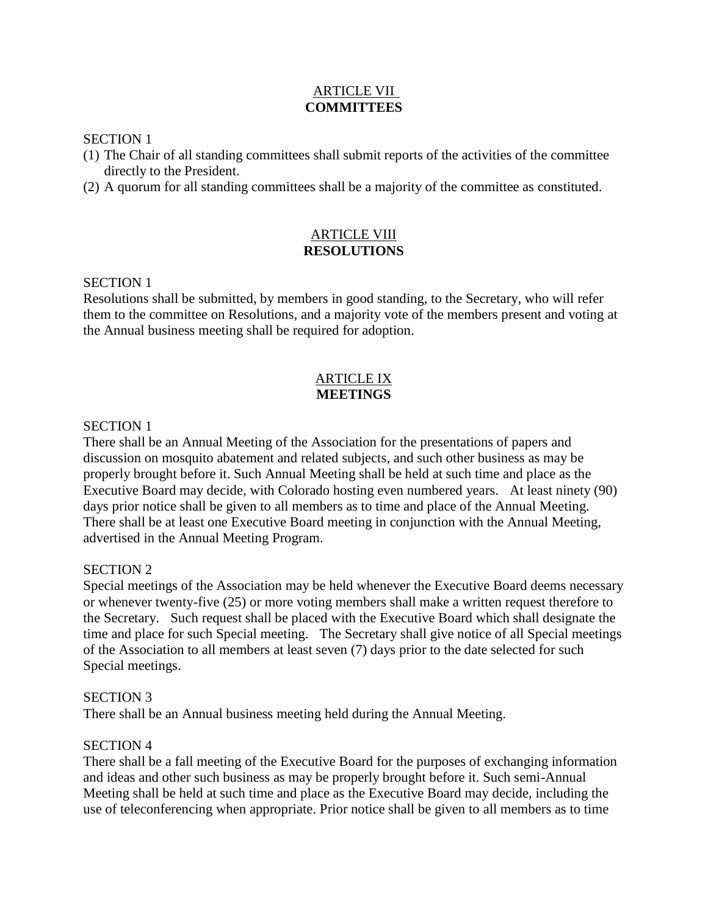## ARTICLE VII
## COMMITTEES

SECTION 1

(1) The Chair of all standing committees shall submit reports of the activities of the committee directly to the President.
(2) A quorum for all standing committees shall be a majority of the committee as constituted.

## ARTICLE VIII
## RESOLUTIONS

SECTION 1

Resolutions shall be submitted, by members in good standing, to the Secretary, who will refer them to the committee on Resolutions, and a majority vote of the members present and voting at the Annual business meeting shall be required for adoption.

## ARTICLE IX
## MEETINGS

SECTION 1

There shall be an Annual Meeting of the Association for the presentations of papers and discussion on mosquito abatement and related subjects, and such other business as may be properly brought before it. Such Annual Meeting shall be held at such time and place as the Executive Board may decide, with Colorado hosting even numbered years. At least ninety (90) days prior notice shall be given to all members as to time and place of the Annual Meeting. There shall be at least one Executive Board meeting in conjunction with the Annual Meeting, advertised in the Annual Meeting Program.

SECTION 2

Special meetings of the Association may be held whenever the Executive Board deems necessary or whenever twenty-five (25) or more voting members shall make a written request therefore to the Secretary. Such request shall be placed with the Executive Board which shall designate the time and place for such Special meeting. The Secretary shall give notice of all Special meetings of the Association to all members at least seven (7) days prior to the date selected for such Special meetings.

SECTION 3

There shall be an Annual business meeting held during the Annual Meeting.

SECTION 4

There shall be a fall meeting of the Executive Board for the purposes of exchanging information and ideas and other such business as may be properly brought before it. Such semi-Annual Meeting shall be held at such time and place as the Executive Board may decide, including the use of teleconferencing when appropriate. Prior notice shall be given to all members as to time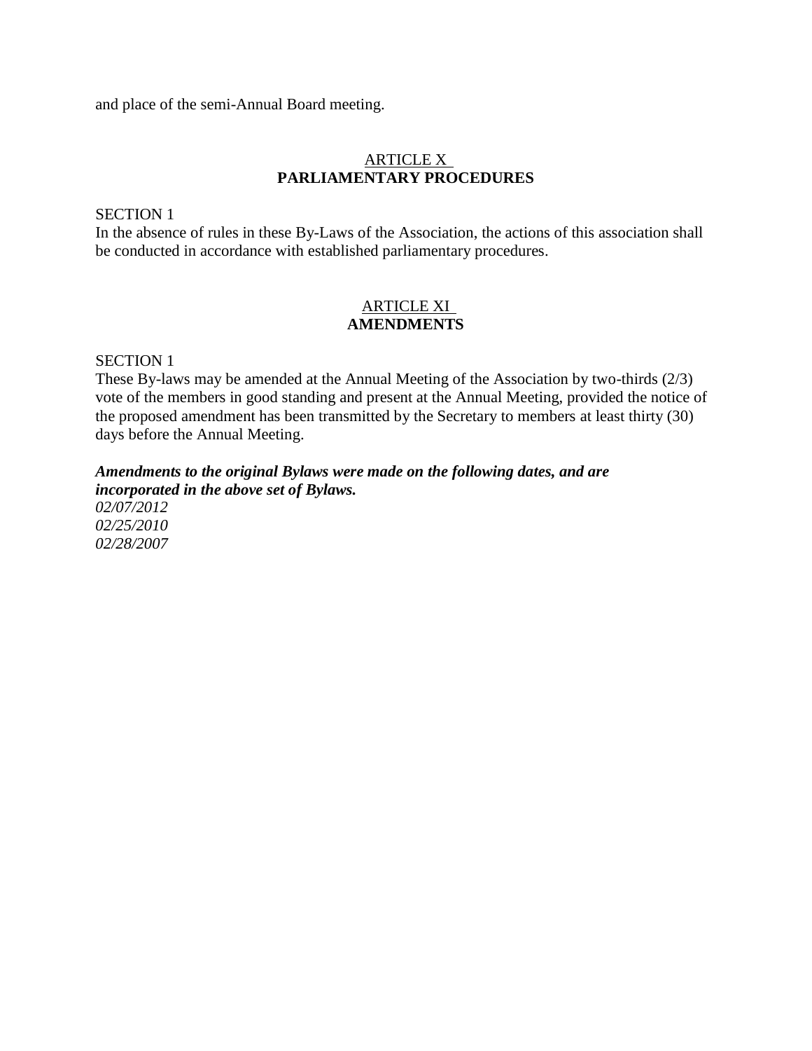and place of the semi-Annual Board meeting.

## ARTICLE X
## PARLIAMENTARY PROCEDURES

SECTION 1
In the absence of rules in these By-Laws of the Association, the actions of this association shall be conducted in accordance with established parliamentary procedures.

## ARTICLE XI
## AMENDMENTS

SECTION 1
These By-laws may be amended at the Annual Meeting of the Association by two-thirds (2/3) vote of the members in good standing and present at the Annual Meeting, provided the notice of the proposed amendment has been transmitted by the Secretary to members at least thirty (30) days before the Annual Meeting.

***Amendments to the original Bylaws were made on the following dates, and are incorporated in the above set of Bylaws.***
*02/07/2012*
*02/25/2010*
*02/28/2007*